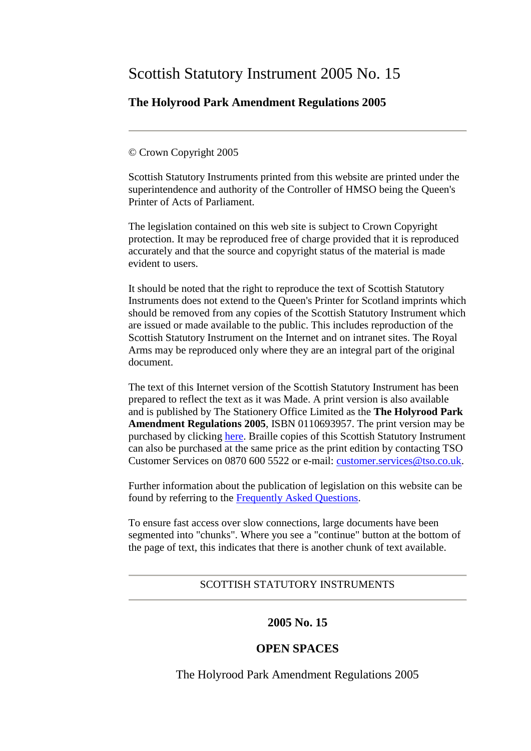# Scottish Statutory Instrument 2005 No. 15

## The Holyrood Park Amendment Regulations 2005

---

© Crown Copyright 2005

Scottish Statutory Instruments printed from this website are printed under the superintendence and authority of the Controller of HMSO being the Queen's Printer of Acts of Parliament.

The legislation contained on this web site is subject to Crown Copyright protection. It may be reproduced free of charge provided that it is reproduced accurately and that the source and copyright status of the material is made evident to users.

It should be noted that the right to reproduce the text of Scottish Statutory Instruments does not extend to the Queen's Printer for Scotland imprints which should be removed from any copies of the Scottish Statutory Instrument which are issued or made available to the public. This includes reproduction of the Scottish Statutory Instrument on the Internet and on intranet sites. The Royal Arms may be reproduced only where they are an integral part of the original document.

The text of this Internet version of the Scottish Statutory Instrument has been prepared to reflect the text as it was Made. A print version is also available and is published by The Stationery Office Limited as the **The Holyrood Park Amendment Regulations 2005**, ISBN 0110693957. The print version may be purchased by clicking here. Braille copies of this Scottish Statutory Instrument can also be purchased at the same price as the print edition by contacting TSO Customer Services on 0870 600 5522 or e-mail: customer.services@tso.co.uk.

Further information about the publication of legislation on this website can be found by referring to the Frequently Asked Questions.

To ensure fast access over slow connections, large documents have been segmented into "chunks". Where you see a "continue" button at the bottom of the page of text, this indicates that there is another chunk of text available.

---

SCOTTISH STATUTORY INSTRUMENTS

---

**2005 No. 15**

**OPEN SPACES**

The Holyrood Park Amendment Regulations 2005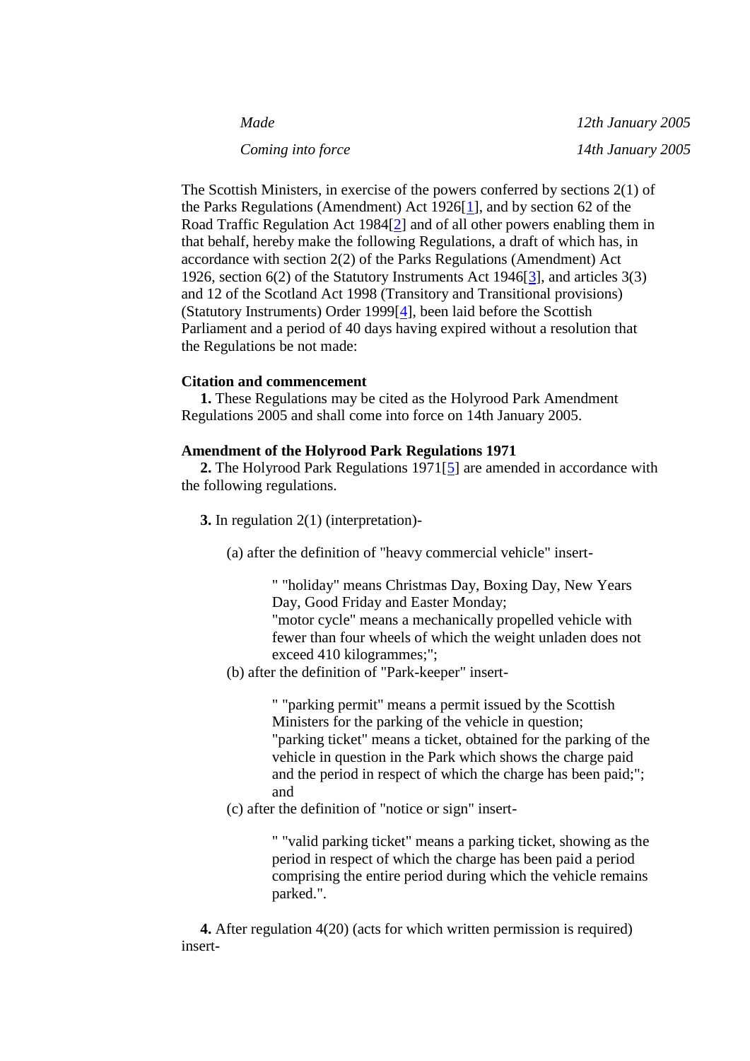| | |
|---|---|
| *Made* | *12th January 2005* |
| *Coming into force* | *14th January 2005* |

The Scottish Ministers, in exercise of the powers conferred by sections 2(1) of the Parks Regulations (Amendment) Act 1926[1], and by section 62 of the Road Traffic Regulation Act 1984[2] and of all other powers enabling them in that behalf, hereby make the following Regulations, a draft of which has, in accordance with section 2(2) of the Parks Regulations (Amendment) Act 1926, section 6(2) of the Statutory Instruments Act 1946[3], and articles 3(3) and 12 of the Scotland Act 1998 (Transitory and Transitional provisions) (Statutory Instruments) Order 1999[4], been laid before the Scottish Parliament and a period of 40 days having expired without a resolution that the Regulations be not made:

**Citation and commencement**

**1.** These Regulations may be cited as the Holyrood Park Amendment Regulations 2005 and shall come into force on 14th January 2005.

**Amendment of the Holyrood Park Regulations 1971**

**2.** The Holyrood Park Regulations 1971[5] are amended in accordance with the following regulations.

**3.** In regulation 2(1) (interpretation)-

(a) after the definition of "heavy commercial vehicle" insert-

> " "holiday" means Christmas Day, Boxing Day, New Years Day, Good Friday and Easter Monday;
> "motor cycle" means a mechanically propelled vehicle with fewer than four wheels of which the weight unladen does not exceed 410 kilogrammes;";

(b) after the definition of "Park-keeper" insert-

> " "parking permit" means a permit issued by the Scottish Ministers for the parking of the vehicle in question;
> "parking ticket" means a ticket, obtained for the parking of the vehicle in question in the Park which shows the charge paid and the period in respect of which the charge has been paid;"; and

(c) after the definition of "notice or sign" insert-

> " "valid parking ticket" means a parking ticket, showing as the period in respect of which the charge has been paid a period comprising the entire period during which the vehicle remains parked.".

**4.** After regulation 4(20) (acts for which written permission is required) insert-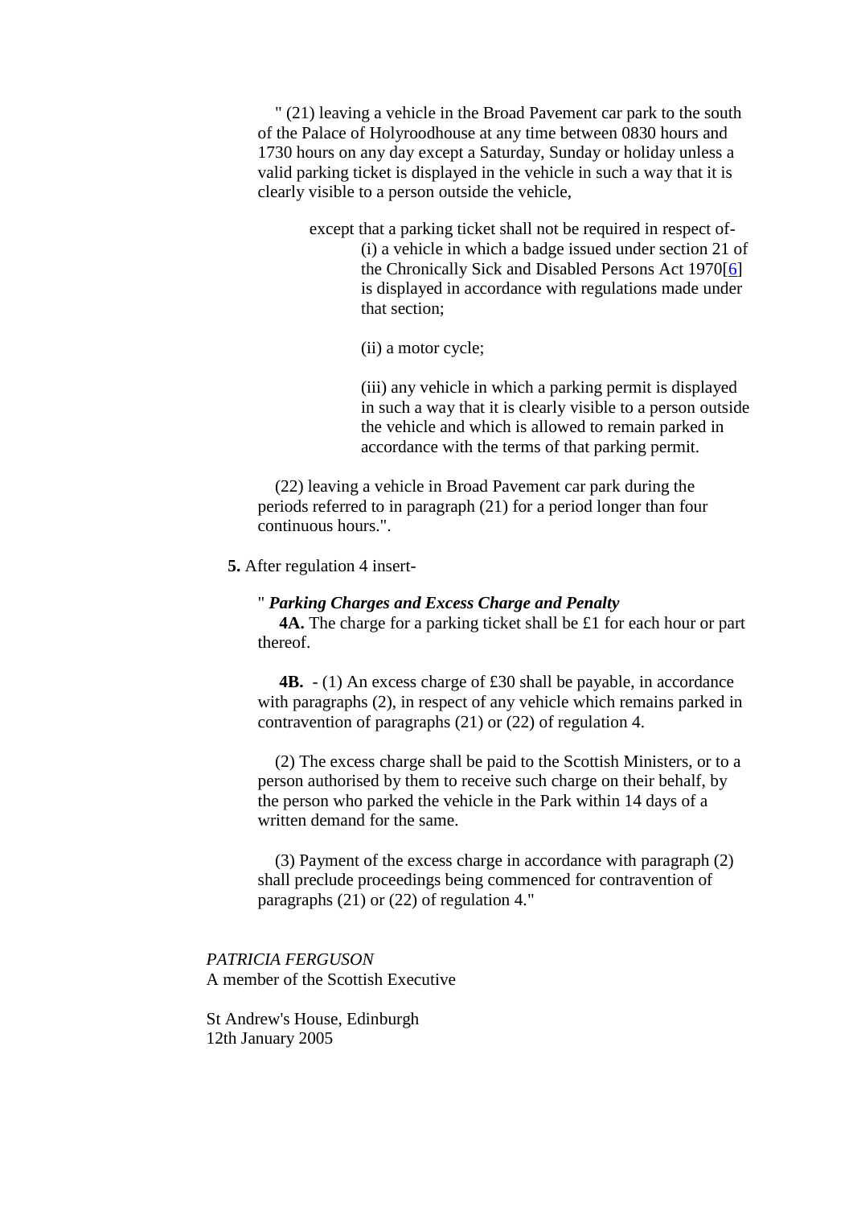" (21) leaving a vehicle in the Broad Pavement car park to the south of the Palace of Holyroodhouse at any time between 0830 hours and 1730 hours on any day except a Saturday, Sunday or holiday unless a valid parking ticket is displayed in the vehicle in such a way that it is clearly visible to a person outside the vehicle,

except that a parking ticket shall not be required in respect of-

(i) a vehicle in which a badge issued under section 21 of the Chronically Sick and Disabled Persons Act 1970[6] is displayed in accordance with regulations made under that section;

(ii) a motor cycle;

(iii) any vehicle in which a parking permit is displayed in such a way that it is clearly visible to a person outside the vehicle and which is allowed to remain parked in accordance with the terms of that parking permit.

(22) leaving a vehicle in Broad Pavement car park during the periods referred to in paragraph (21) for a period longer than four continuous hours.".

**5.** After regulation 4 insert-

" ***Parking Charges and Excess Charge and Penalty***

**4A.** The charge for a parking ticket shall be £1 for each hour or part thereof.

**4B.** - (1) An excess charge of £30 shall be payable, in accordance with paragraphs (2), in respect of any vehicle which remains parked in contravention of paragraphs (21) or (22) of regulation 4.

(2) The excess charge shall be paid to the Scottish Ministers, or to a person authorised by them to receive such charge on their behalf, by the person who parked the vehicle in the Park within 14 days of a written demand for the same.

(3) Payment of the excess charge in accordance with paragraph (2) shall preclude proceedings being commenced for contravention of paragraphs (21) or (22) of regulation 4."

*PATRICIA FERGUSON*
A member of the Scottish Executive

St Andrew's House, Edinburgh
12th January 2005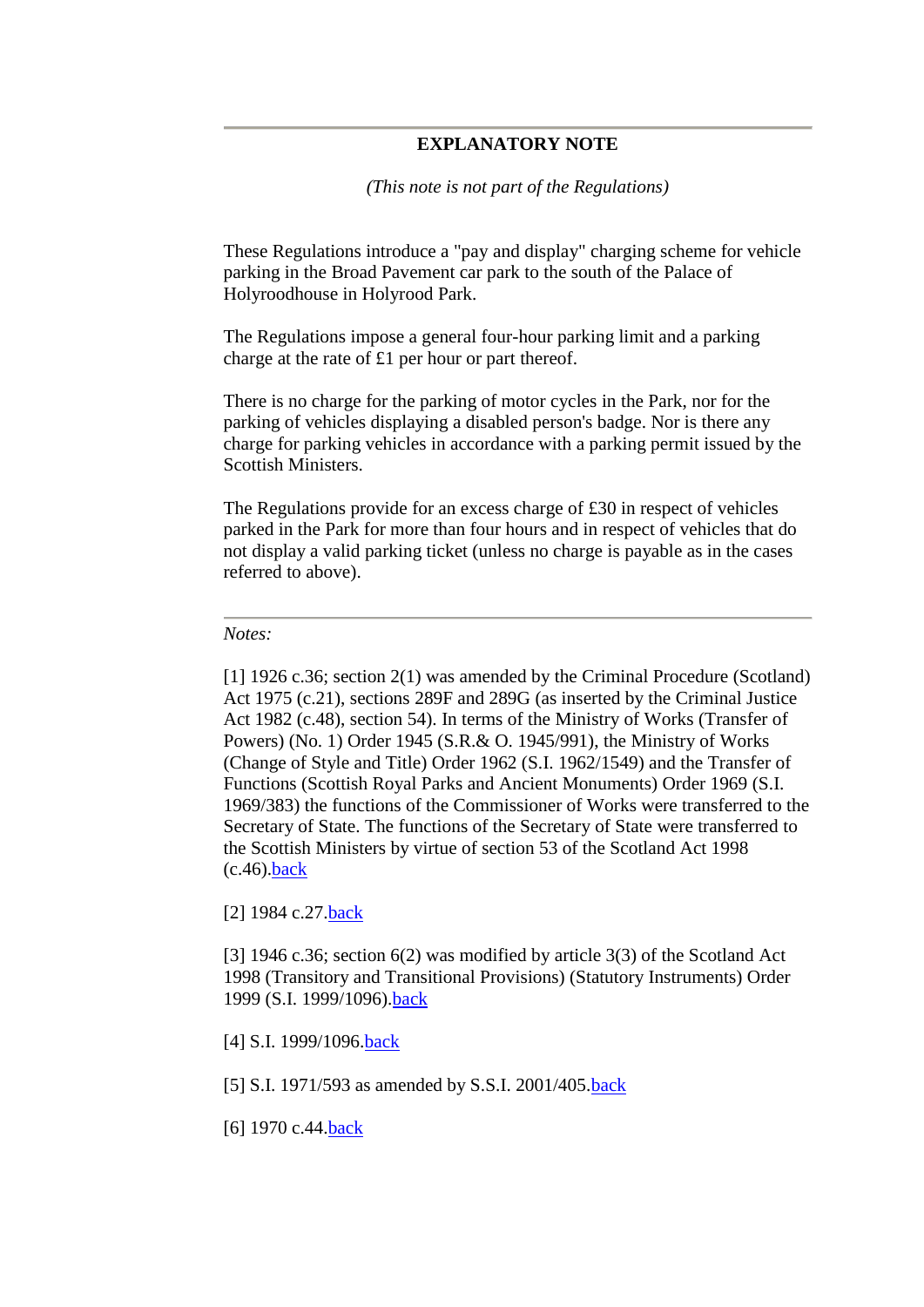## EXPLANATORY NOTE

*(This note is not part of the Regulations)*

These Regulations introduce a "pay and display" charging scheme for vehicle parking in the Broad Pavement car park to the south of the Palace of Holyroodhouse in Holyrood Park.

The Regulations impose a general four-hour parking limit and a parking charge at the rate of £1 per hour or part thereof.

There is no charge for the parking of motor cycles in the Park, nor for the parking of vehicles displaying a disabled person's badge. Nor is there any charge for parking vehicles in accordance with a parking permit issued by the Scottish Ministers.

The Regulations provide for an excess charge of £30 in respect of vehicles parked in the Park for more than four hours and in respect of vehicles that do not display a valid parking ticket (unless no charge is payable as in the cases referred to above).

---

*Notes:*

[1] 1926 c.36; section 2(1) was amended by the Criminal Procedure (Scotland) Act 1975 (c.21), sections 289F and 289G (as inserted by the Criminal Justice Act 1982 (c.48), section 54). In terms of the Ministry of Works (Transfer of Powers) (No. 1) Order 1945 (S.R.& O. 1945/991), the Ministry of Works (Change of Style and Title) Order 1962 (S.I. 1962/1549) and the Transfer of Functions (Scottish Royal Parks and Ancient Monuments) Order 1969 (S.I. 1969/383) the functions of the Commissioner of Works were transferred to the Secretary of State. The functions of the Secretary of State were transferred to the Scottish Ministers by virtue of section 53 of the Scotland Act 1998 (c.46).back

[2] 1984 c.27.back

[3] 1946 c.36; section 6(2) was modified by article 3(3) of the Scotland Act 1998 (Transitory and Transitional Provisions) (Statutory Instruments) Order 1999 (S.I. 1999/1096).back

[4] S.I. 1999/1096.back

[5] S.I. 1971/593 as amended by S.S.I. 2001/405.back

[6] 1970 c.44.back